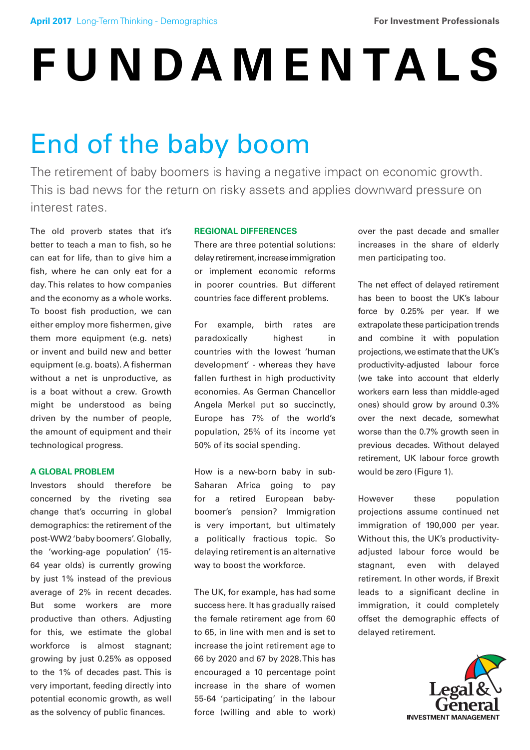April 2017 Long-Term Thinking - Demographics

For Investment Professionals

# FUNDAMENTALS

## End of the baby boom

The retirement of baby boomers is having a negative impact on economic growth. This is bad news for the return on risky assets and applies downward pressure on interest rates.

The old proverb states that it's better to teach a man to fish, so he can eat for life, than to give him a fish, where he can only eat for a day. This relates to how companies and the economy as a whole works. To boost fish production, we can either employ more fishermen, give them more equipment (e.g. nets) or invent and build new and better equipment (e.g. boats). A fisherman without a net is unproductive, as is a boat without a crew. Growth might be understood as being driven by the number of people, the amount of equipment and their technological progress.

### A GLOBAL PROBLEM

Investors should therefore be concerned by the riveting sea change that's occurring in global demographics: the retirement of the post-WW2 'baby boomers'. Globally, the 'working-age population' (15-64 year olds) is currently growing by just 1% instead of the previous average of 2% in recent decades. But some workers are more productive than others. Adjusting for this, we estimate the global workforce is almost stagnant; growing by just 0.25% as opposed to the 1% of decades past. This is very important, feeding directly into potential economic growth, as well as the solvency of public finances.

### REGIONAL DIFFERENCES

There are three potential solutions: delay retirement, increase immigration or implement economic reforms in poorer countries. But different countries face different problems.

For example, birth rates are paradoxically highest in countries with the lowest 'human development' - whereas they have fallen furthest in high productivity economies. As German Chancellor Angela Merkel put so succinctly, Europe has 7% of the world's population, 25% of its income yet 50% of its social spending.

How is a new-born baby in sub-Saharan Africa going to pay for a retired European baby-boomer's pension? Immigration is very important, but ultimately a politically fractious topic. So delaying retirement is an alternative way to boost the workforce.

The UK, for example, has had some success here. It has gradually raised the female retirement age from 60 to 65, in line with men and is set to increase the joint retirement age to 66 by 2020 and 67 by 2028. This has encouraged a 10 percentage point increase in the share of women 55-64 'participating' in the labour force (willing and able to work) over the past decade and smaller increases in the share of elderly men participating too.

The net effect of delayed retirement has been to boost the UK's labour force by 0.25% per year. If we extrapolate these participation trends and combine it with population projections, we estimate that the UK's productivity-adjusted labour force (we take into account that elderly workers earn less than middle-aged ones) should grow by around 0.3% over the next decade, somewhat worse than the 0.7% growth seen in previous decades. Without delayed retirement, UK labour force growth would be zero (Figure 1).

However these population projections assume continued net immigration of 190,000 per year. Without this, the UK's productivity-adjusted labour force would be stagnant, even with delayed retirement. In other words, if Brexit leads to a significant decline in immigration, it could completely offset the demographic effects of delayed retirement.

Legal & General INVESTMENT MANAGEMENT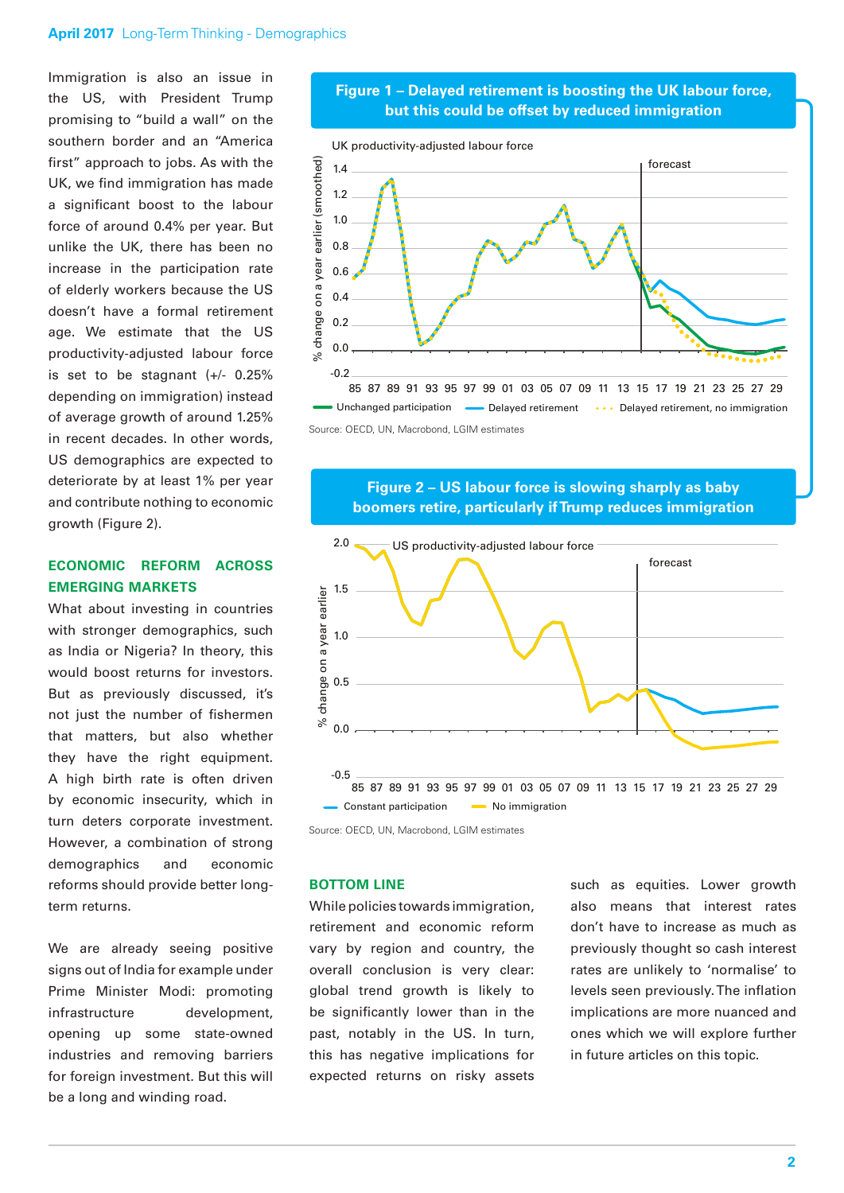Immigration is also an issue in the US, with President Trump promising to "build a wall" on the southern border and an "America first" approach to jobs. As with the UK, we find immigration has made a significant boost to the labour force of around 0.4% per year. But unlike the UK, there has been no increase in the participation rate of elderly workers because the US doesn't have a formal retirement age. We estimate that the US productivity-adjusted labour force is set to be stagnant (+/- 0.25% depending on immigration) instead of average growth of around 1.25% in recent decades. In other words, US demographics are expected to deteriorate by at least 1% per year and contribute nothing to economic growth (Figure 2).

## ECONOMIC REFORM ACROSS EMERGING MARKETS

What about investing in countries with stronger demographics, such as India or Nigeria? In theory, this would boost returns for investors. But as previously discussed, it's not just the number of fishermen that matters, but also whether they have the right equipment. A high birth rate is often driven by economic insecurity, which in turn deters corporate investment. However, a combination of strong demographics and economic reforms should provide better long-term returns.

We are already seeing positive signs out of India for example under Prime Minister Modi: promoting infrastructure development, opening up some state-owned industries and removing barriers for foreign investment. But this will be a long and winding road.

**Figure 1 – Delayed retirement is boosting the UK labour force, but this could be offset by reduced immigration**

Source: OECD, UN, Macrobond, LGIM estimates

**Figure 2 – US labour force is slowing sharply as baby boomers retire, particularly if Trump reduces immigration**

Source: OECD, UN, Macrobond, LGIM estimates

## BOTTOM LINE

While policies towards immigration, retirement and economic reform vary by region and country, the overall conclusion is very clear: global trend growth is likely to be significantly lower than in the past, notably in the US. In turn, this has negative implications for expected returns on risky assets such as equities. Lower growth also means that interest rates don't have to increase as much as previously thought so cash interest rates are unlikely to 'normalise' to levels seen previously. The inflation implications are more nuanced and ones which we will explore further in future articles on this topic.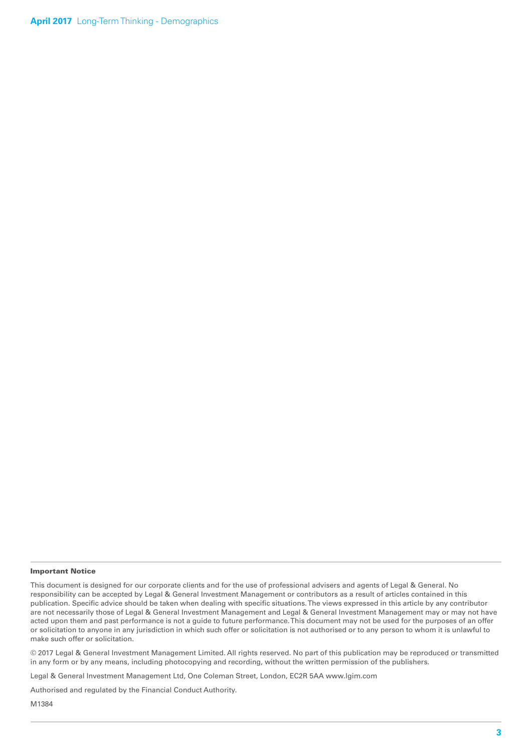**Important Notice**

This document is designed for our corporate clients and for the use of professional advisers and agents of Legal & General. No responsibility can be accepted by Legal & General Investment Management or contributors as a result of articles contained in this publication. Specific advice should be taken when dealing with specific situations. The views expressed in this article by any contributor are not necessarily those of Legal & General Investment Management and Legal & General Investment Management may or may not have acted upon them and past performance is not a guide to future performance. This document may not be used for the purposes of an offer or solicitation to anyone in any jurisdiction in which such offer or solicitation is not authorised or to any person to whom it is unlawful to make such offer or solicitation.

© 2017 Legal & General Investment Management Limited. All rights reserved. No part of this publication may be reproduced or transmitted in any form or by any means, including photocopying and recording, without the written permission of the publishers.

Legal & General Investment Management Ltd, One Coleman Street, London, EC2R 5AA www.lgim.com

Authorised and regulated by the Financial Conduct Authority.

M1384